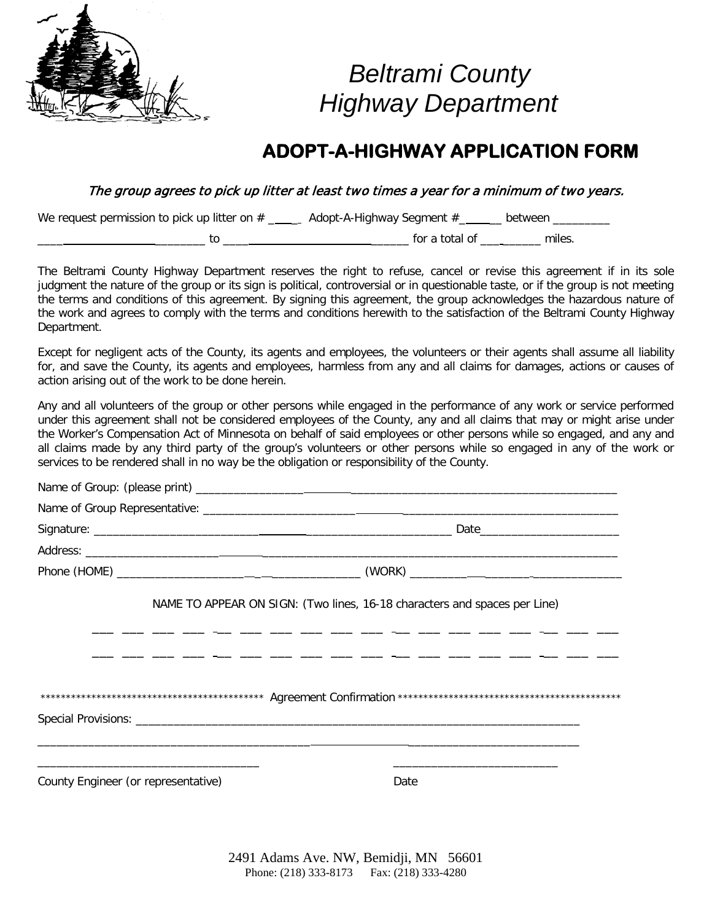# Beltrami County Highway Department

## ADOPT-A-HIGHWAY APPLICATION FORM

*The group agrees to pick up litter at least two times a year for a minimum of two years.*

We request permission to pick up litter on # ______ Adopt-A-Highway Segment #________ between __________ ____________________________ to ________________________________ for a total of ___________ miles.

The Beltrami County Highway Department reserves the right to refuse, cancel or revise this agreement if in its sole judgment the nature of the group or its sign is political, controversial or in questionable taste, or if the group is not meeting the terms and conditions of this agreement. By signing this agreement, the group acknowledges the hazardous nature of the work and agrees to comply with the terms and conditions herewith to the satisfaction of the Beltrami County Highway Department.

Except for negligent acts of the County, its agents and employees, the volunteers or their agents shall assume all liability for, and save the County, its agents and employees, harmless from any and all claims for damages, actions or causes of action arising out of the work to be done herein.

Any and all volunteers of the group or other persons while engaged in the performance of any work or service performed under this agreement shall not be considered employees of the County, any and all claims that may or might arise under the Worker's Compensation Act of Minnesota on behalf of said employees or other persons while so engaged, and any and all claims made by any third party of the group's volunteers or other persons while so engaged in any of the work or services to be rendered shall in no way be the obligation or responsibility of the County.

Name of Group: (please print) ____________________________________________________________

Name of Group Representative: ____________________________________________________________

Signature: ______________________________________________ Date____________________

Address: ____________________________________________________________________________

Phone (HOME) ________________________________ (WORK) ________________________________

NAME TO APPEAR ON SIGN: (Two lines, 16-18 characters and spaces per Line)

___ ___ ___ ___ ___ ___ ___ ___ ___ ___ ___ ___ ___ ___ ___ ___ ___ ___

___ ___ ___ ___ ___ ___ ___ ___ ___ ___ ___ ___ ___ ___ ___ ___ ___ ___

******************************************** Agreement Confirmation ********************************************

Special Provisions: ________________________________________________________________________

____________________________________________________________________________________________

___________________________________ ___________________________

County Engineer (or representative) Date

2491 Adams Ave. NW, Bemidji, MN 56601
Phone: (218) 333-8173 Fax: (218) 333-4280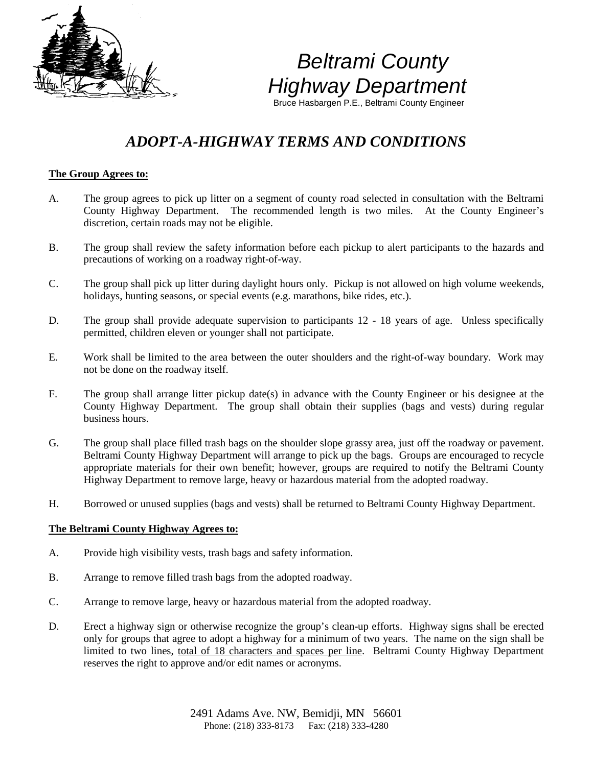Beltrami County
Highway Department

Bruce Hasbargen P.E., Beltrami County Engineer

# *ADOPT-A-HIGHWAY TERMS AND CONDITIONS*

**The Group Agrees to:**

A. The group agrees to pick up litter on a segment of county road selected in consultation with the Beltrami County Highway Department. The recommended length is two miles. At the County Engineer's discretion, certain roads may not be eligible.

B. The group shall review the safety information before each pickup to alert participants to the hazards and precautions of working on a roadway right-of-way.

C. The group shall pick up litter during daylight hours only. Pickup is not allowed on high volume weekends, holidays, hunting seasons, or special events (e.g. marathons, bike rides, etc.).

D. The group shall provide adequate supervision to participants 12 - 18 years of age. Unless specifically permitted, children eleven or younger shall not participate.

E. Work shall be limited to the area between the outer shoulders and the right-of-way boundary. Work may not be done on the roadway itself.

F. The group shall arrange litter pickup date(s) in advance with the County Engineer or his designee at the County Highway Department. The group shall obtain their supplies (bags and vests) during regular business hours.

G. The group shall place filled trash bags on the shoulder slope grassy area, just off the roadway or pavement. Beltrami County Highway Department will arrange to pick up the bags. Groups are encouraged to recycle appropriate materials for their own benefit; however, groups are required to notify the Beltrami County Highway Department to remove large, heavy or hazardous material from the adopted roadway.

H. Borrowed or unused supplies (bags and vests) shall be returned to Beltrami County Highway Department.

**The Beltrami County Highway Agrees to:**

A. Provide high visibility vests, trash bags and safety information.

B. Arrange to remove filled trash bags from the adopted roadway.

C. Arrange to remove large, heavy or hazardous material from the adopted roadway.

D. Erect a highway sign or otherwise recognize the group's clean-up efforts. Highway signs shall be erected only for groups that agree to adopt a highway for a minimum of two years. The name on the sign shall be limited to two lines, total of 18 characters and spaces per line. Beltrami County Highway Department reserves the right to approve and/or edit names or acronyms.

2491 Adams Ave. NW, Bemidji, MN 56601
Phone: (218) 333-8173 Fax: (218) 333-4280